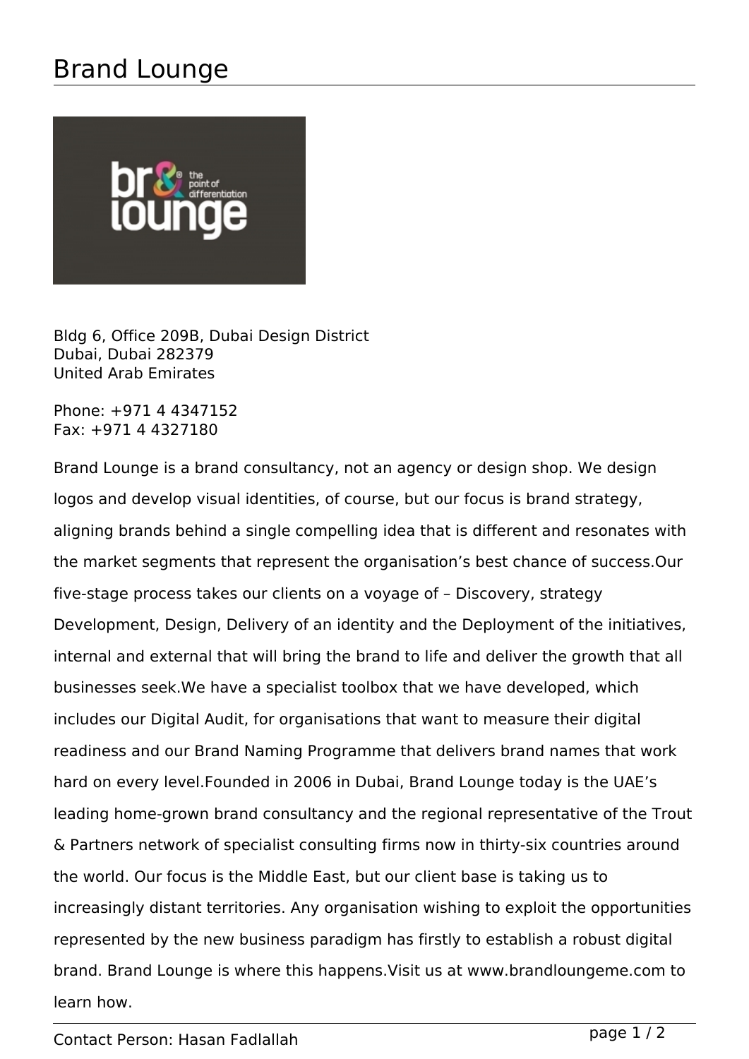# Brand Lounge

Bldg 6, Office 209B, Dubai Design District
Dubai, Dubai 282379
United Arab Emirates

Phone: +971 4 4347152
Fax: +971 4 4327180

Brand Lounge is a brand consultancy, not an agency or design shop. We design logos and develop visual identities, of course, but our focus is brand strategy, aligning brands behind a single compelling idea that is different and resonates with the market segments that represent the organisation's best chance of success.Our five-stage process takes our clients on a voyage of – Discovery, strategy Development, Design, Delivery of an identity and the Deployment of the initiatives, internal and external that will bring the brand to life and deliver the growth that all businesses seek.We have a specialist toolbox that we have developed, which includes our Digital Audit, for organisations that want to measure their digital readiness and our Brand Naming Programme that delivers brand names that work hard on every level.Founded in 2006 in Dubai, Brand Lounge today is the UAE's leading home-grown brand consultancy and the regional representative of the Trout & Partners network of specialist consulting firms now in thirty-six countries around the world. Our focus is the Middle East, but our client base is taking us to increasingly distant territories. Any organisation wishing to exploit the opportunities represented by the new business paradigm has firstly to establish a robust digital brand. Brand Lounge is where this happens.Visit us at www.brandloungeme.com to learn how.

Contact Person: Hasan Fadlallah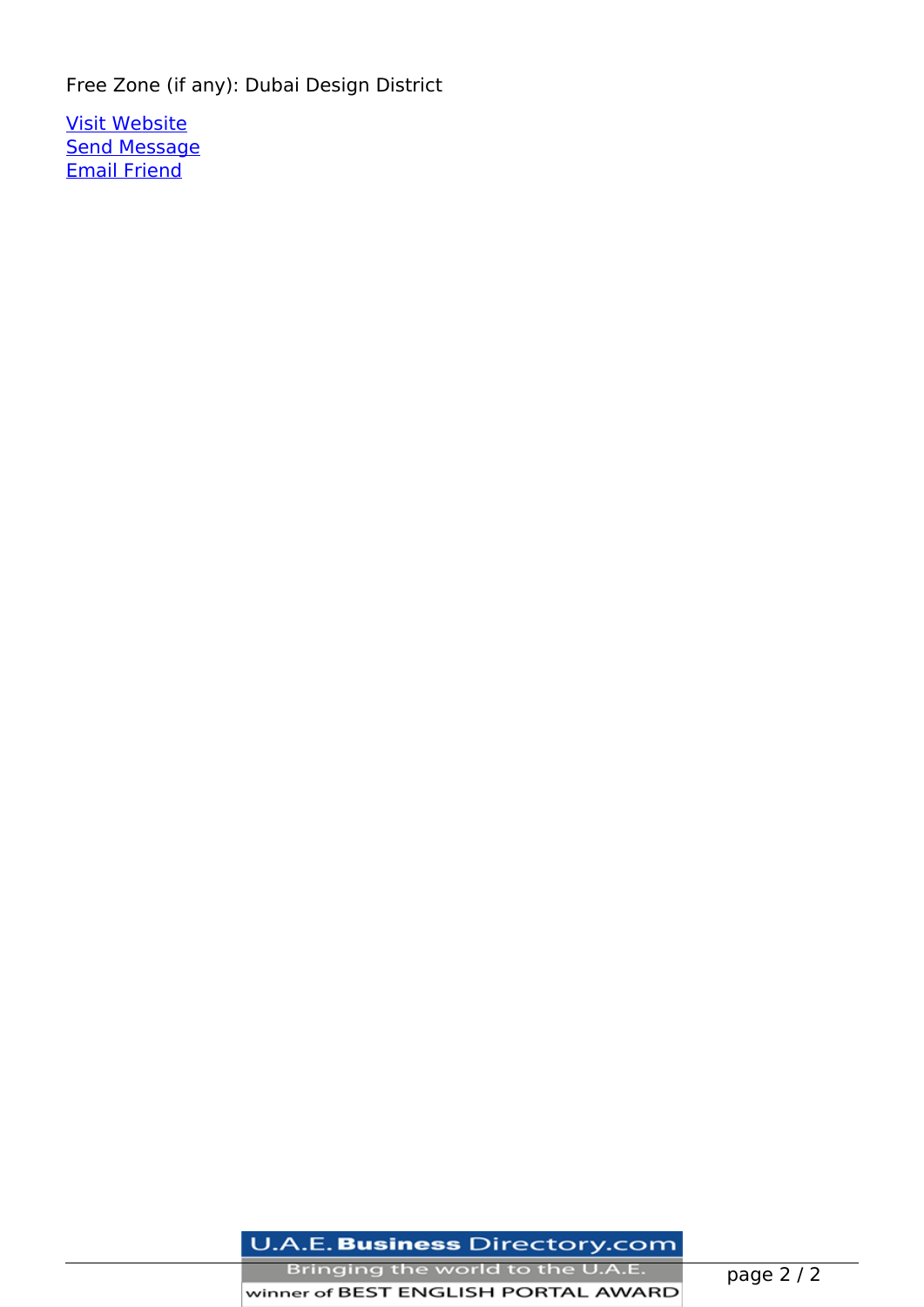Free Zone (if any): Dubai Design District

Visit Website
Send Message
Email Friend